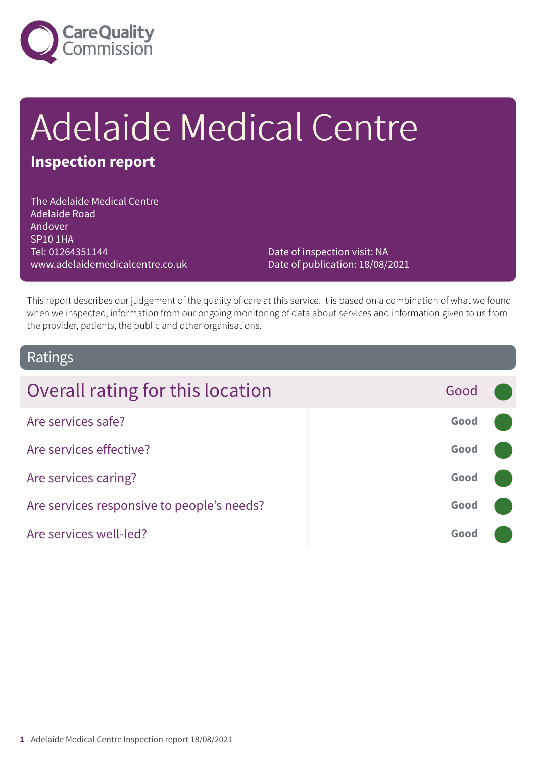Care Quality Commission

# Adelaide Medical Centre

## Inspection report

The Adelaide Medical Centre
Adelaide Road
Andover
SP10 1HA
Tel: 01264351144
www.adelaidemedicalcentre.co.uk

Date of inspection visit: NA
Date of publication: 18/08/2021

This report describes our judgement of the quality of care at this service. It is based on a combination of what we found when we inspected, information from our ongoing monitoring of data about services and information given to us from the provider, patients, the public and other organisations.

## Ratings

| Overall rating for this location | Good |
|---|---|
| Are services safe? | Good |
| Are services effective? | Good |
| Are services caring? | Good |
| Are services responsive to people's needs? | Good |
| Are services well-led? | Good |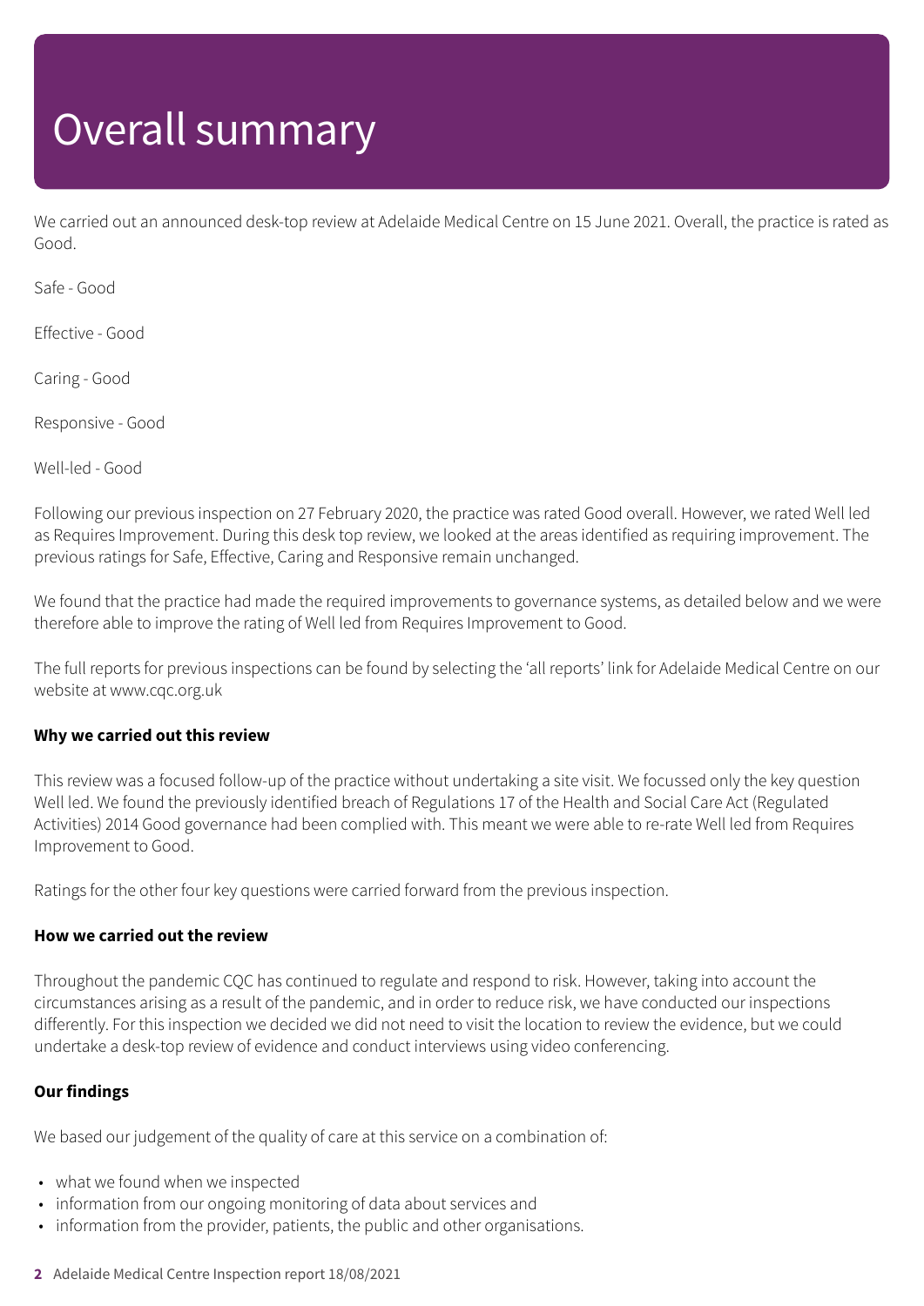# Overall summary

We carried out an announced desk-top review at Adelaide Medical Centre on 15 June 2021. Overall, the practice is rated as Good.

Safe - Good

Effective - Good

Caring - Good

Responsive - Good

Well-led - Good

Following our previous inspection on 27 February 2020, the practice was rated Good overall. However, we rated Well led as Requires Improvement. During this desk top review, we looked at the areas identified as requiring improvement. The previous ratings for Safe, Effective, Caring and Responsive remain unchanged.

We found that the practice had made the required improvements to governance systems, as detailed below and we were therefore able to improve the rating of Well led from Requires Improvement to Good.

The full reports for previous inspections can be found by selecting the 'all reports' link for Adelaide Medical Centre on our website at www.cqc.org.uk

**Why we carried out this review**

This review was a focused follow-up of the practice without undertaking a site visit. We focussed only the key question Well led. We found the previously identified breach of Regulations 17 of the Health and Social Care Act (Regulated Activities) 2014 Good governance had been complied with. This meant we were able to re-rate Well led from Requires Improvement to Good.

Ratings for the other four key questions were carried forward from the previous inspection.

**How we carried out the review**

Throughout the pandemic CQC has continued to regulate and respond to risk. However, taking into account the circumstances arising as a result of the pandemic, and in order to reduce risk, we have conducted our inspections differently. For this inspection we decided we did not need to visit the location to review the evidence, but we could undertake a desk-top review of evidence and conduct interviews using video conferencing.

**Our findings**

We based our judgement of the quality of care at this service on a combination of:

- what we found when we inspected
- information from our ongoing monitoring of data about services and
- information from the provider, patients, the public and other organisations.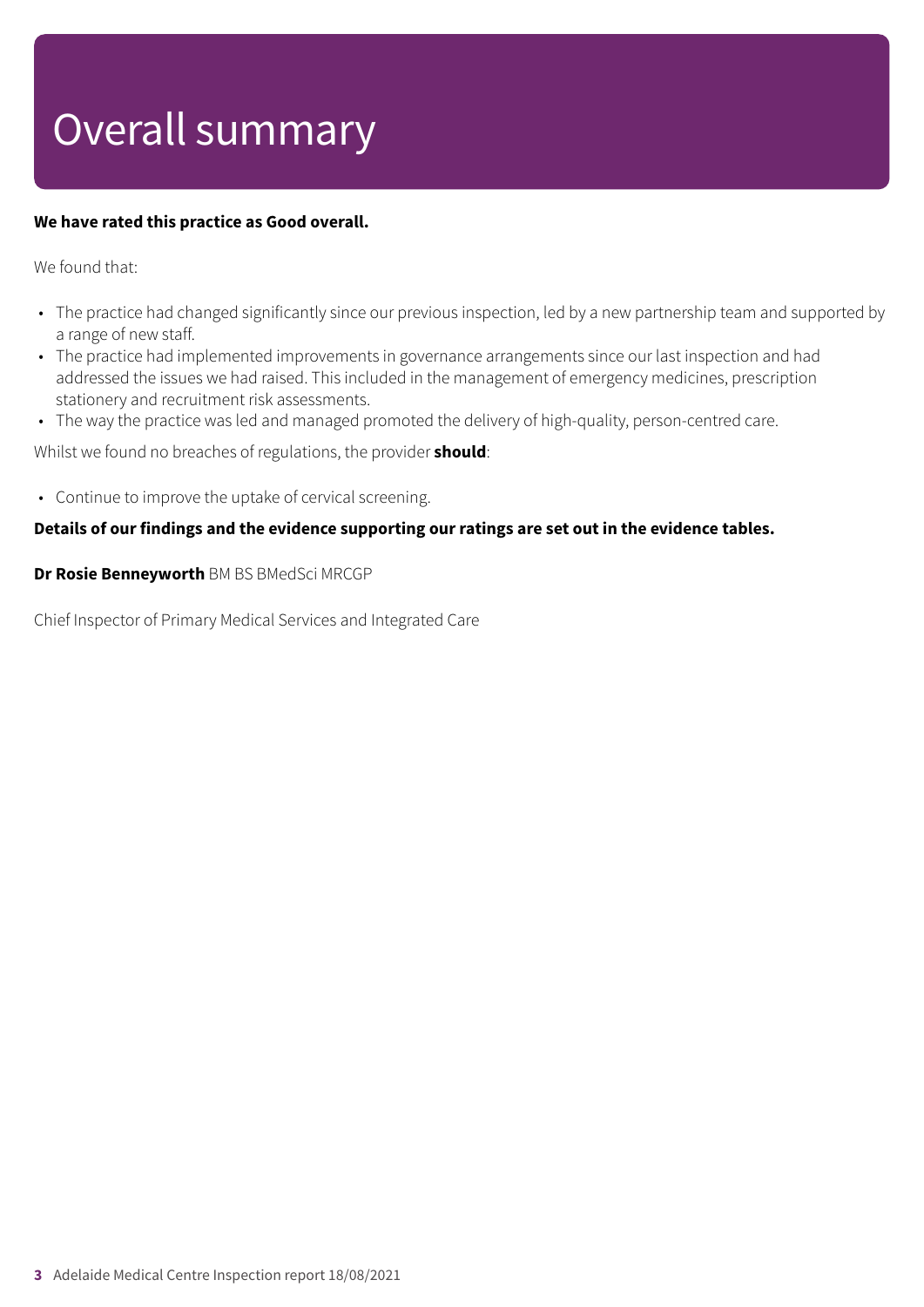# Overall summary

**We have rated this practice as Good overall.**

We found that:

- The practice had changed significantly since our previous inspection, led by a new partnership team and supported by a range of new staff.
- The practice had implemented improvements in governance arrangements since our last inspection and had addressed the issues we had raised. This included in the management of emergency medicines, prescription stationery and recruitment risk assessments.
- The way the practice was led and managed promoted the delivery of high-quality, person-centred care.

Whilst we found no breaches of regulations, the provider **should**:

- Continue to improve the uptake of cervical screening.

**Details of our findings and the evidence supporting our ratings are set out in the evidence tables.**

**Dr Rosie Benneyworth** BM BS BMedSci MRCGP

Chief Inspector of Primary Medical Services and Integrated Care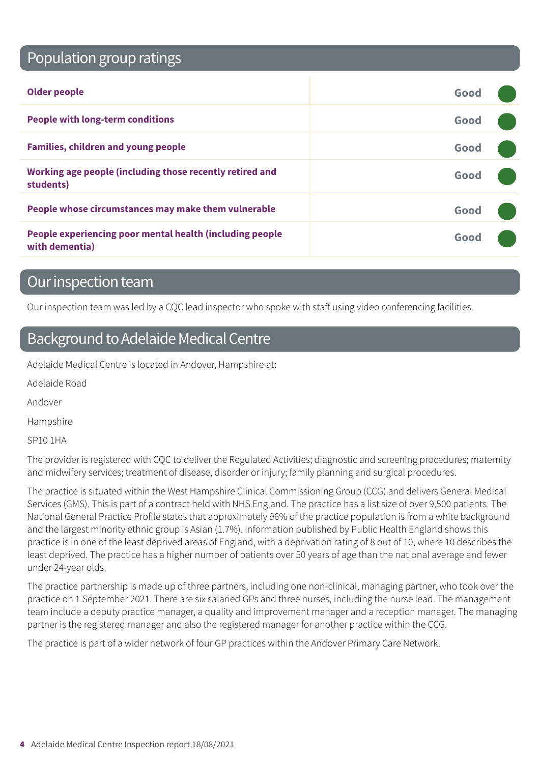## Population group ratings

| | |
|---|---|
| **Older people** | Good |
| **People with long-term conditions** | Good |
| **Families, children and young people** | Good |
| **Working age people (including those recently retired and students)** | Good |
| **People whose circumstances may make them vulnerable** | Good |
| **People experiencing poor mental health (including people with dementia)** | Good |

## Our inspection team

Our inspection team was led by a CQC lead inspector who spoke with staff using video conferencing facilities.

## Background to Adelaide Medical Centre

Adelaide Medical Centre is located in Andover, Hampshire at:

Adelaide Road

Andover

Hampshire

SP10 1HA

The provider is registered with CQC to deliver the Regulated Activities; diagnostic and screening procedures; maternity and midwifery services; treatment of disease, disorder or injury; family planning and surgical procedures.

The practice is situated within the West Hampshire Clinical Commissioning Group (CCG) and delivers General Medical Services (GMS). This is part of a contract held with NHS England. The practice has a list size of over 9,500 patients. The National General Practice Profile states that approximately 96% of the practice population is from a white background and the largest minority ethnic group is Asian (1.7%). Information published by Public Health England shows this practice is in one of the least deprived areas of England, with a deprivation rating of 8 out of 10, where 10 describes the least deprived. The practice has a higher number of patients over 50 years of age than the national average and fewer under 24-year olds.

The practice partnership is made up of three partners, including one non-clinical, managing partner, who took over the practice on 1 September 2021. There are six salaried GPs and three nurses, including the nurse lead. The management team include a deputy practice manager, a quality and improvement manager and a reception manager. The managing partner is the registered manager and also the registered manager for another practice within the CCG.

The practice is part of a wider network of four GP practices within the Andover Primary Care Network.